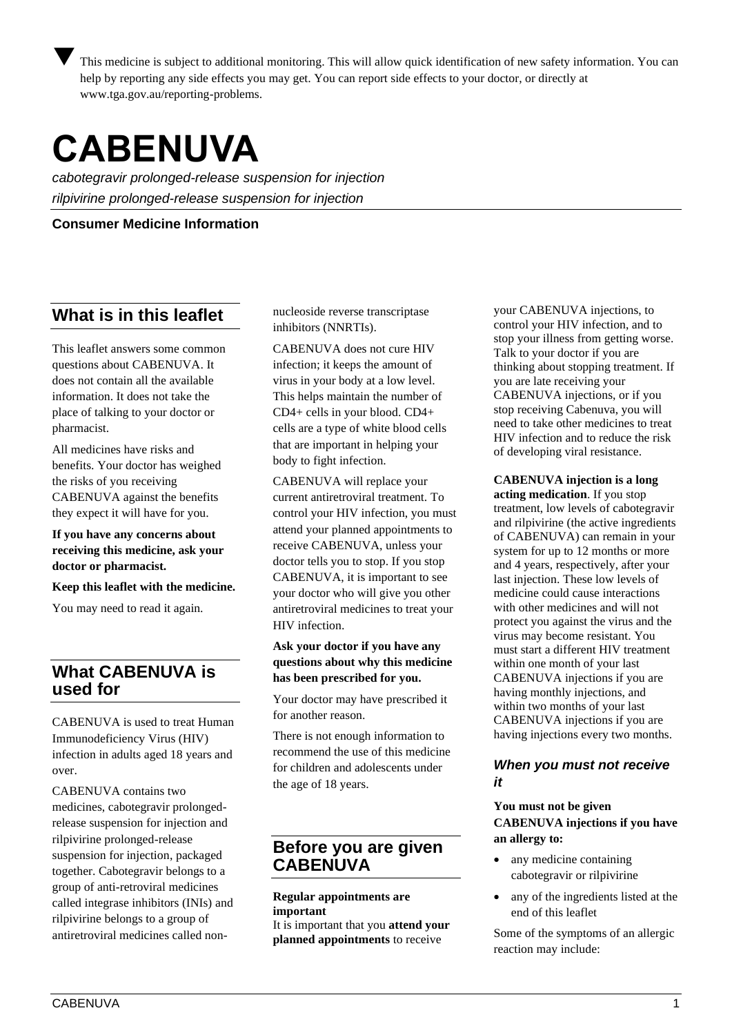▼ This medicine is subject to additional monitoring. This will allow quick identification of new safety information. You can help by reporting any side effects you may get. You can report side effects to your doctor, or directly at www.tga.gov.au/reporting-problems.

# CABENUVA

*cabotegravir prolonged-release suspension for injection*

*rilpivirine prolonged-release suspension for injection*

**Consumer Medicine Information**

## What is in this leaflet

This leaflet answers some common questions about CABENUVA. It does not contain all the available information. It does not take the place of talking to your doctor or pharmacist.

All medicines have risks and benefits. Your doctor has weighed the risks of you receiving CABENUVA against the benefits they expect it will have for you.

**If you have any concerns about receiving this medicine, ask your doctor or pharmacist.**

**Keep this leaflet with the medicine.**

You may need to read it again.

## What CABENUVA is used for

CABENUVA is used to treat Human Immunodeficiency Virus (HIV) infection in adults aged 18 years and over.

CABENUVA contains two medicines, cabotegravir prolonged-release suspension for injection and rilpivirine prolonged-release suspension for injection, packaged together. Cabotegravir belongs to a group of anti-retroviral medicines called integrase inhibitors (INIs) and rilpivirine belongs to a group of antiretroviral medicines called non-nucleoside reverse transcriptase inhibitors (NNRTIs).

CABENUVA does not cure HIV infection; it keeps the amount of virus in your body at a low level. This helps maintain the number of CD4+ cells in your blood. CD4+ cells are a type of white blood cells that are important in helping your body to fight infection.

CABENUVA will replace your current antiretroviral treatment. To control your HIV infection, you must attend your planned appointments to receive CABENUVA, unless your doctor tells you to stop. If you stop CABENUVA, it is important to see your doctor who will give you other antiretroviral medicines to treat your HIV infection.

**Ask your doctor if you have any questions about why this medicine has been prescribed for you.**

Your doctor may have prescribed it for another reason.

There is not enough information to recommend the use of this medicine for children and adolescents under the age of 18 years.

## Before you are given CABENUVA

**Regular appointments are important**
It is important that you **attend your planned appointments** to receive your CABENUVA injections, to control your HIV infection, and to stop your illness from getting worse. Talk to your doctor if you are thinking about stopping treatment. If you are late receiving your CABENUVA injections, or if you stop receiving Cabenuva, you will need to take other medicines to treat HIV infection and to reduce the risk of developing viral resistance.

**CABENUVA injection is a long acting medication**. If you stop treatment, low levels of cabotegravir and rilpivirine (the active ingredients of CABENUVA) can remain in your system for up to 12 months or more and 4 years, respectively, after your last injection. These low levels of medicine could cause interactions with other medicines and will not protect you against the virus and the virus may become resistant. You must start a different HIV treatment within one month of your last CABENUVA injections if you are having monthly injections, and within two months of your last CABENUVA injections if you are having injections every two months.

### *When you must not receive it*

**You must not be given CABENUVA injections if you have an allergy to:**

- any medicine containing cabotegravir or rilpivirine
- any of the ingredients listed at the end of this leaflet

Some of the symptoms of an allergic reaction may include: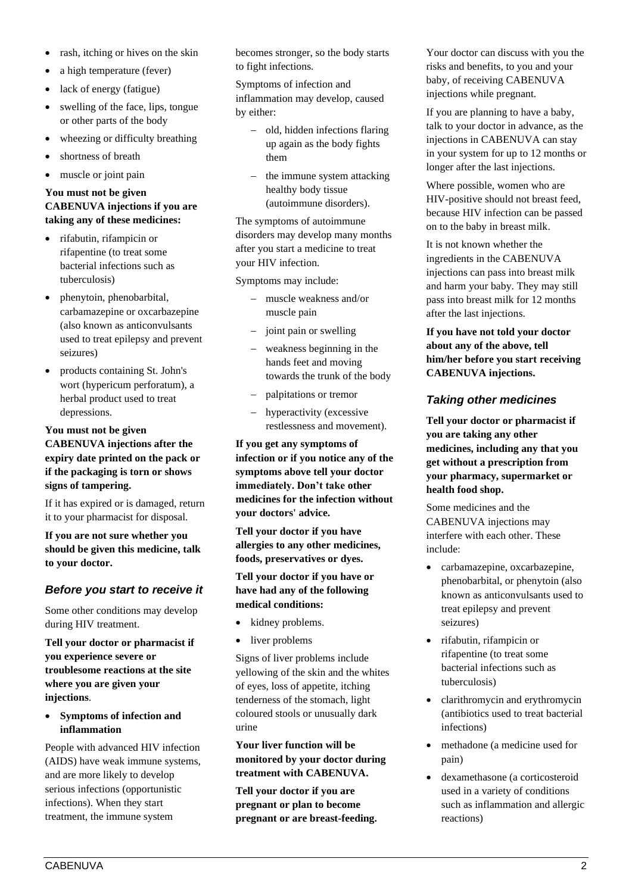- rash, itching or hives on the skin
- a high temperature (fever)
- lack of energy (fatigue)
- swelling of the face, lips, tongue or other parts of the body
- wheezing or difficulty breathing
- shortness of breath
- muscle or joint pain

**You must not be given CABENUVA injections if you are taking any of these medicines:**

- rifabutin, rifampicin or rifapentine (to treat some bacterial infections such as tuberculosis)
- phenytoin, phenobarbital, carbamazepine or oxcarbazepine (also known as anticonvulsants used to treat epilepsy and prevent seizures)
- products containing St. John's wort (hypericum perforatum), a herbal product used to treat depressions.

**You must not be given CABENUVA injections after the expiry date printed on the pack or if the packaging is torn or shows signs of tampering.**

If it has expired or is damaged, return it to your pharmacist for disposal.

**If you are not sure whether you should be given this medicine, talk to your doctor.**

### *Before you start to receive it*

Some other conditions may develop during HIV treatment.

**Tell your doctor or pharmacist if you experience severe or troublesome reactions at the site where you are given your injections**.

- **Symptoms of infection and inflammation**

People with advanced HIV infection (AIDS) have weak immune systems, and are more likely to develop serious infections (opportunistic infections). When they start treatment, the immune system becomes stronger, so the body starts to fight infections.

Symptoms of infection and inflammation may develop, caused by either:

- old, hidden infections flaring up again as the body fights them
- the immune system attacking healthy body tissue (autoimmune disorders).

The symptoms of autoimmune disorders may develop many months after you start a medicine to treat your HIV infection.

Symptoms may include:

- muscle weakness and/or muscle pain
- joint pain or swelling
- weakness beginning in the hands feet and moving towards the trunk of the body
- palpitations or tremor
- hyperactivity (excessive restlessness and movement).

**If you get any symptoms of infection or if you notice any of the symptoms above tell your doctor immediately. Don't take other medicines for the infection without your doctors' advice.**

**Tell your doctor if you have allergies to any other medicines, foods, preservatives or dyes.**

**Tell your doctor if you have or have had any of the following medical conditions:**

- kidney problems.
- liver problems

Signs of liver problems include yellowing of the skin and the whites of eyes, loss of appetite, itching tenderness of the stomach, light coloured stools or unusually dark urine

**Your liver function will be monitored by your doctor during treatment with CABENUVA.**

**Tell your doctor if you are pregnant or plan to become pregnant or are breast-feeding.**

Your doctor can discuss with you the risks and benefits, to you and your baby, of receiving CABENUVA injections while pregnant.

If you are planning to have a baby, talk to your doctor in advance, as the injections in CABENUVA can stay in your system for up to 12 months or longer after the last injections.

Where possible, women who are HIV-positive should not breast feed, because HIV infection can be passed on to the baby in breast milk.

It is not known whether the ingredients in the CABENUVA injections can pass into breast milk and harm your baby. They may still pass into breast milk for 12 months after the last injections.

**If you have not told your doctor about any of the above, tell him/her before you start receiving CABENUVA injections.**

### *Taking other medicines*

**Tell your doctor or pharmacist if you are taking any other medicines, including any that you get without a prescription from your pharmacy, supermarket or health food shop.**

Some medicines and the CABENUVA injections may interfere with each other. These include:

- carbamazepine, oxcarbazepine, phenobarbital, or phenytoin (also known as anticonvulsants used to treat epilepsy and prevent seizures)
- rifabutin, rifampicin or rifapentine (to treat some bacterial infections such as tuberculosis)
- clarithromycin and erythromycin (antibiotics used to treat bacterial infections)
- methadone (a medicine used for pain)
- dexamethasone (a corticosteroid used in a variety of conditions such as inflammation and allergic reactions)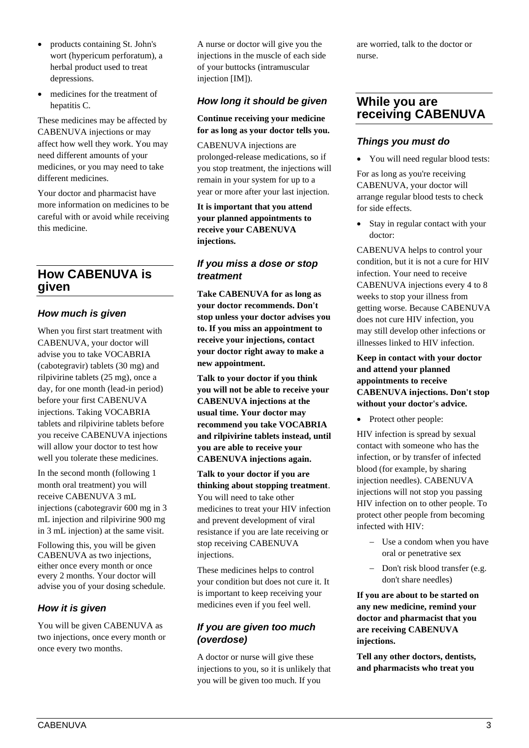- products containing St. John's wort (hypericum perforatum), a herbal product used to treat depressions.
- medicines for the treatment of hepatitis C.

These medicines may be affected by CABENUVA injections or may affect how well they work. You may need different amounts of your medicines, or you may need to take different medicines.

Your doctor and pharmacist have more information on medicines to be careful with or avoid while receiving this medicine.

## How CABENUVA is given

### How much is given

When you first start treatment with CABENUVA, your doctor will advise you to take VOCABRIA (cabotegravir) tablets (30 mg) and rilpivirine tablets (25 mg), once a day, for one month (lead-in period) before your first CABENUVA injections. Taking VOCABRIA tablets and rilpivirine tablets before you receive CABENUVA injections will allow your doctor to test how well you tolerate these medicines.

In the second month (following 1 month oral treatment) you will receive CABENUVA 3 mL injections (cabotegravir 600 mg in 3 mL injection and rilpivirine 900 mg in 3 mL injection) at the same visit.

Following this, you will be given CABENUVA as two injections, either once every month or once every 2 months. Your doctor will advise you of your dosing schedule.

### How it is given

You will be given CABENUVA as two injections, once every month or once every two months.

A nurse or doctor will give you the injections in the muscle of each side of your buttocks (intramuscular injection [IM]).

### How long it should be given

**Continue receiving your medicine for as long as your doctor tells you.**

CABENUVA injections are prolonged-release medications, so if you stop treatment, the injections will remain in your system for up to a year or more after your last injection.

**It is important that you attend your planned appointments to receive your CABENUVA injections.**

### If you miss a dose or stop treatment

**Take CABENUVA for as long as your doctor recommends. Don't stop unless your doctor advises you to. If you miss an appointment to receive your injections, contact your doctor right away to make a new appointment.**

**Talk to your doctor if you think you will not be able to receive your CABENUVA injections at the usual time. Your doctor may recommend you take VOCABRIA and rilpivirine tablets instead, until you are able to receive your CABENUVA injections again.**

**Talk to your doctor if you are thinking about stopping treatment**. You will need to take other medicines to treat your HIV infection and prevent development of viral resistance if you are late receiving or stop receiving CABENUVA injections.

These medicines helps to control your condition but does not cure it. It is important to keep receiving your medicines even if you feel well.

### If you are given too much (overdose)

A doctor or nurse will give these injections to you, so it is unlikely that you will be given too much. If you are worried, talk to the doctor or nurse.

## While you are receiving CABENUVA

### Things you must do

- You will need regular blood tests:

For as long as you're receiving CABENUVA, your doctor will arrange regular blood tests to check for side effects.

- Stay in regular contact with your doctor:

CABENUVA helps to control your condition, but it is not a cure for HIV infection. Your need to receive CABENUVA injections every 4 to 8 weeks to stop your illness from getting worse. Because CABENUVA does not cure HIV infection, you may still develop other infections or illnesses linked to HIV infection.

**Keep in contact with your doctor and attend your planned appointments to receive CABENUVA injections. Don't stop without your doctor's advice.**

- Protect other people:

HIV infection is spread by sexual contact with someone who has the infection, or by transfer of infected blood (for example, by sharing injection needles). CABENUVA injections will not stop you passing HIV infection on to other people. To protect other people from becoming infected with HIV:

  - Use a condom when you have oral or penetrative sex
  - Don't risk blood transfer (e.g. don't share needles)

**If you are about to be started on any new medicine, remind your doctor and pharmacist that you are receiving CABENUVA injections.**

**Tell any other doctors, dentists, and pharmacists who treat you**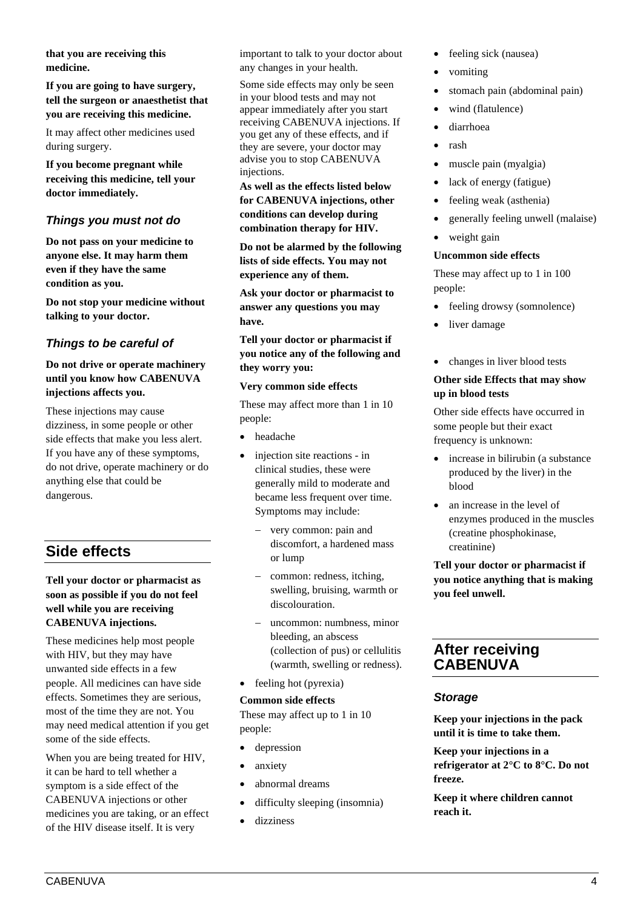**that you are receiving this medicine.**

**If you are going to have surgery, tell the surgeon or anaesthetist that you are receiving this medicine.**

It may affect other medicines used during surgery.

**If you become pregnant while receiving this medicine, tell your doctor immediately.**

### *Things you must not do*

**Do not pass on your medicine to anyone else. It may harm them even if they have the same condition as you.**

**Do not stop your medicine without talking to your doctor.**

### *Things to be careful of*

**Do not drive or operate machinery until you know how CABENUVA injections affects you.**

These injections may cause dizziness, in some people or other side effects that make you less alert. If you have any of these symptoms, do not drive, operate machinery or do anything else that could be dangerous.

## Side effects

**Tell your doctor or pharmacist as soon as possible if you do not feel well while you are receiving CABENUVA injections.**

These medicines help most people with HIV, but they may have unwanted side effects in a few people. All medicines can have side effects. Sometimes they are serious, most of the time they are not. You may need medical attention if you get some of the side effects.

When you are being treated for HIV, it can be hard to tell whether a symptom is a side effect of the CABENUVA injections or other medicines you are taking, or an effect of the HIV disease itself. It is very important to talk to your doctor about any changes in your health.

Some side effects may only be seen in your blood tests and may not appear immediately after you start receiving CABENUVA injections. If you get any of these effects, and if they are severe, your doctor may advise you to stop CABENUVA injections.

**As well as the effects listed below for CABENUVA injections, other conditions can develop during combination therapy for HIV.**

**Do not be alarmed by the following lists of side effects. You may not experience any of them.**

**Ask your doctor or pharmacist to answer any questions you may have.**

**Tell your doctor or pharmacist if you notice any of the following and they worry you:**

**Very common side effects**

These may affect more than 1 in 10 people:

- headache
- injection site reactions - in clinical studies, these were generally mild to moderate and became less frequent over time. Symptoms may include:
  - very common: pain and discomfort, a hardened mass or lump
  - common: redness, itching, swelling, bruising, warmth or discolouration.
  - uncommon: numbness, minor bleeding, an abscess (collection of pus) or cellulitis (warmth, swelling or redness).
- feeling hot (pyrexia)

**Common side effects**

These may affect up to 1 in 10 people:

- depression
- anxiety
- abnormal dreams
- difficulty sleeping (insomnia)
- dizziness
- feeling sick (nausea)
- vomiting
- stomach pain (abdominal pain)
- wind (flatulence)
- diarrhoea
- rash
- muscle pain (myalgia)
- lack of energy (fatigue)
- feeling weak (asthenia)
- generally feeling unwell (malaise)
- weight gain

**Uncommon side effects**

These may affect up to 1 in 100 people:

- feeling drowsy (somnolence)
- liver damage
- changes in liver blood tests

**Other side Effects that may show up in blood tests**

Other side effects have occurred in some people but their exact frequency is unknown:

- increase in bilirubin (a substance produced by the liver) in the blood
- an increase in the level of enzymes produced in the muscles (creatine phosphokinase, creatinine)

**Tell your doctor or pharmacist if you notice anything that is making you feel unwell.**

## After receiving CABENUVA

### *Storage*

**Keep your injections in the pack until it is time to take them.**

**Keep your injections in a refrigerator at 2°C to 8°C. Do not freeze.**

**Keep it where children cannot reach it.**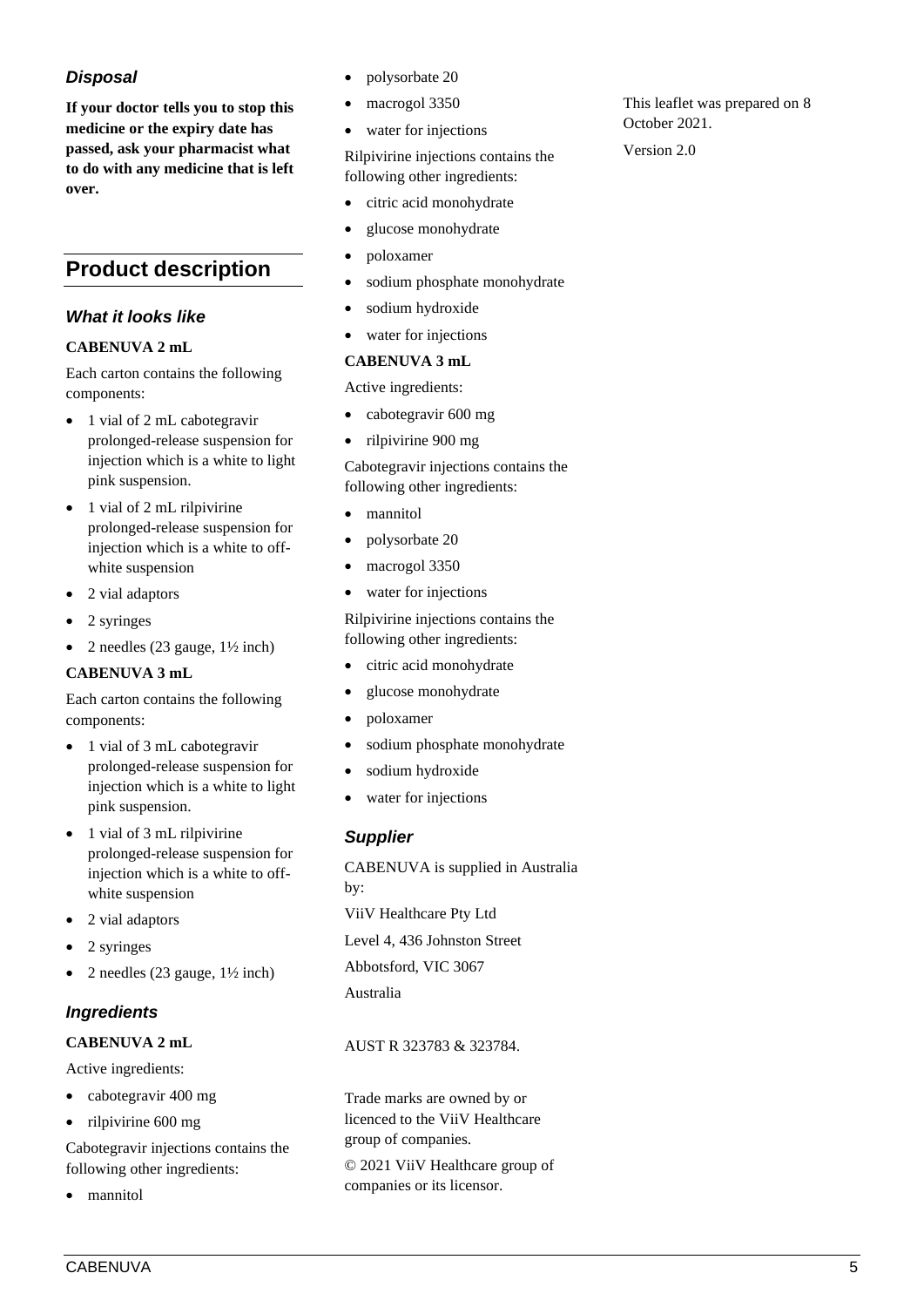### *Disposal*

**If your doctor tells you to stop this medicine or the expiry date has passed, ask your pharmacist what to do with any medicine that is left over.**

## Product description

### *What it looks like*

**CABENUVA 2 mL**

Each carton contains the following components:

- 1 vial of 2 mL cabotegravir prolonged-release suspension for injection which is a white to light pink suspension.
- 1 vial of 2 mL rilpivirine prolonged-release suspension for injection which is a white to off-white suspension
- 2 vial adaptors
- 2 syringes
- 2 needles (23 gauge, 1½ inch)

**CABENUVA 3 mL**

Each carton contains the following components:

- 1 vial of 3 mL cabotegravir prolonged-release suspension for injection which is a white to light pink suspension.
- 1 vial of 3 mL rilpivirine prolonged-release suspension for injection which is a white to off-white suspension
- 2 vial adaptors
- 2 syringes
- 2 needles (23 gauge, 1½ inch)

### *Ingredients*

**CABENUVA 2 mL**

Active ingredients:

- cabotegravir 400 mg
- rilpivirine 600 mg

Cabotegravir injections contains the following other ingredients:

- mannitol
- polysorbate 20
- macrogol 3350
- water for injections

Rilpivirine injections contains the following other ingredients:

- citric acid monohydrate
- glucose monohydrate
- poloxamer
- sodium phosphate monohydrate
- sodium hydroxide
- water for injections

**CABENUVA 3 mL**

Active ingredients:

- cabotegravir 600 mg
- rilpivirine 900 mg

Cabotegravir injections contains the following other ingredients:

- mannitol
- polysorbate 20
- macrogol 3350
- water for injections

Rilpivirine injections contains the following other ingredients:

- citric acid monohydrate
- glucose monohydrate
- poloxamer
- sodium phosphate monohydrate
- sodium hydroxide
- water for injections

### *Supplier*

CABENUVA is supplied in Australia by:

ViiV Healthcare Pty Ltd

Level 4, 436 Johnston Street

Abbotsford, VIC 3067

Australia

AUST R 323783 & 323784.

Trade marks are owned by or licenced to the ViiV Healthcare group of companies.

© 2021 ViiV Healthcare group of companies or its licensor.

This leaflet was prepared on 8 October 2021.

Version 2.0